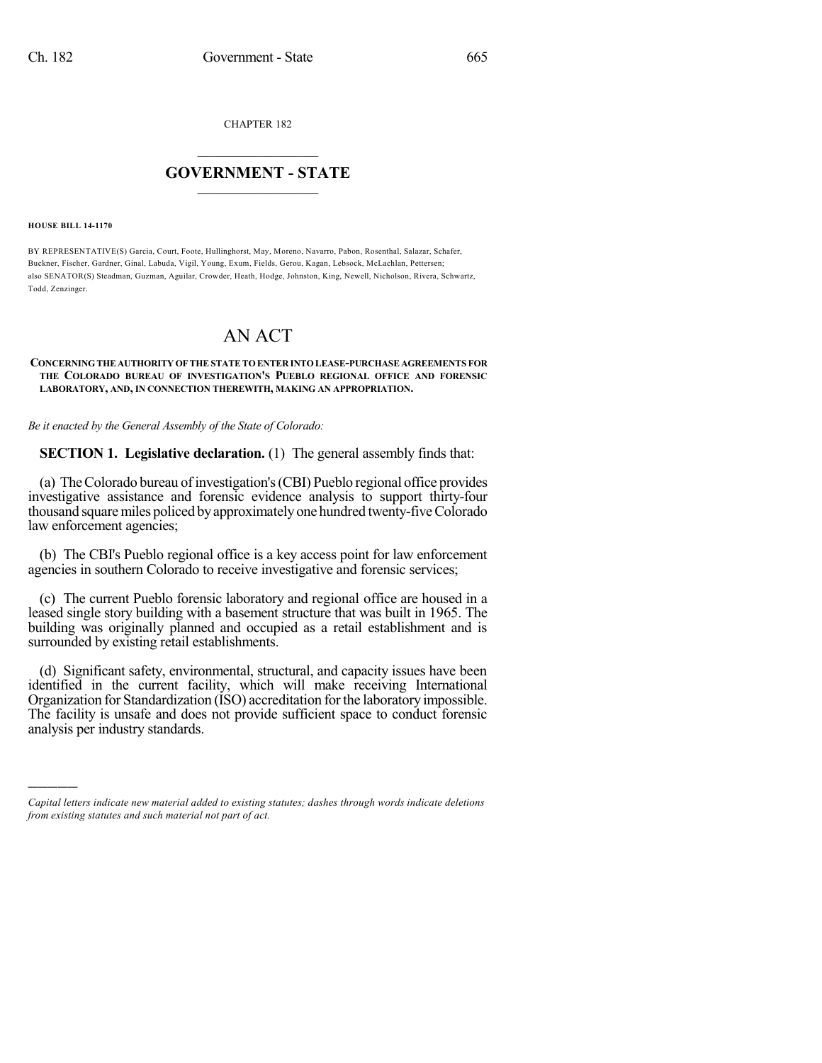CHAPTER 182

# GOVERNMENT - STATE

**HOUSE BILL 14-1170**

BY REPRESENTATIVE(S) Garcia, Court, Foote, Hullinghorst, May, Moreno, Navarro, Pabon, Rosenthal, Salazar, Schafer, Buckner, Fischer, Gardner, Ginal, Labuda, Vigil, Young, Exum, Fields, Gerou, Kagan, Lebsock, McLachlan, Pettersen; also SENATOR(S) Steadman, Guzman, Aguilar, Crowder, Heath, Hodge, Johnston, King, Newell, Nicholson, Rivera, Schwartz, Todd, Zenzinger.

# AN ACT

**CONCERNING THE AUTHORITY OF THE STATE TO ENTER INTO LEASE-PURCHASE AGREEMENTS FOR THE COLORADO BUREAU OF INVESTIGATION'S PUEBLO REGIONAL OFFICE AND FORENSIC LABORATORY, AND, IN CONNECTION THEREWITH, MAKING AN APPROPRIATION.**

*Be it enacted by the General Assembly of the State of Colorado:*

**SECTION 1. Legislative declaration.** (1) The general assembly finds that:

(a) The Colorado bureau of investigation's (CBI) Pueblo regional office provides investigative assistance and forensic evidence analysis to support thirty-four thousand square miles policed by approximately one hundred twenty-five Colorado law enforcement agencies;

(b) The CBI's Pueblo regional office is a key access point for law enforcement agencies in southern Colorado to receive investigative and forensic services;

(c) The current Pueblo forensic laboratory and regional office are housed in a leased single story building with a basement structure that was built in 1965. The building was originally planned and occupied as a retail establishment and is surrounded by existing retail establishments.

(d) Significant safety, environmental, structural, and capacity issues have been identified in the current facility, which will make receiving International Organization for Standardization (ISO) accreditation for the laboratory impossible. The facility is unsafe and does not provide sufficient space to conduct forensic analysis per industry standards.

---

*Capital letters indicate new material added to existing statutes; dashes through words indicate deletions from existing statutes and such material not part of act.*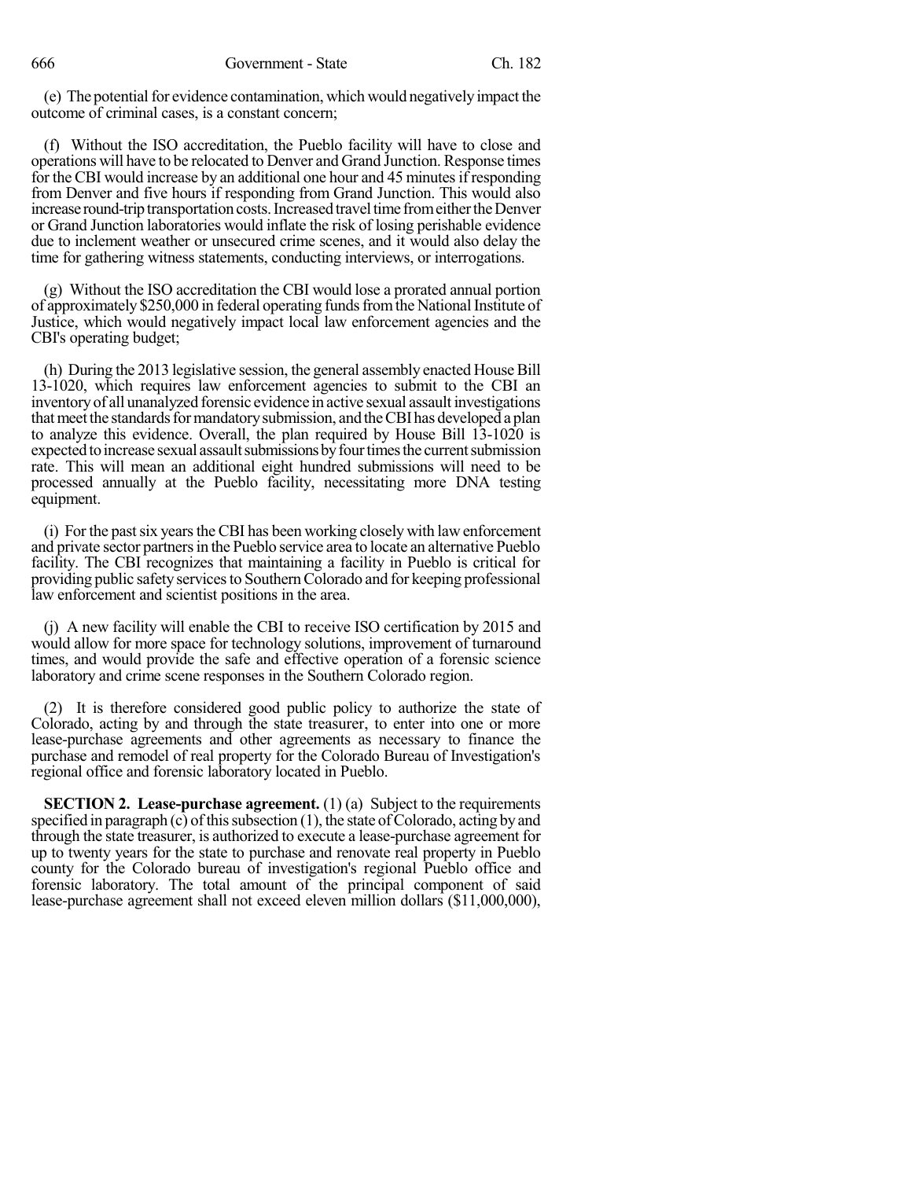(e) The potential for evidence contamination, which would negatively impact the outcome of criminal cases, is a constant concern;

(f) Without the ISO accreditation, the Pueblo facility will have to close and operations will have to be relocated to Denver and Grand Junction. Response times for the CBI would increase by an additional one hour and 45 minutes if responding from Denver and five hours if responding from Grand Junction. This would also increase round-trip transportation costs. Increased travel time from either the Denver or Grand Junction laboratories would inflate the risk of losing perishable evidence due to inclement weather or unsecured crime scenes, and it would also delay the time for gathering witness statements, conducting interviews, or interrogations.

(g) Without the ISO accreditation the CBI would lose a prorated annual portion of approximately $250,000 in federal operating funds from the National Institute of Justice, which would negatively impact local law enforcement agencies and the CBI's operating budget;

(h) During the 2013 legislative session, the general assembly enacted House Bill 13-1020, which requires law enforcement agencies to submit to the CBI an inventory of all unanalyzed forensic evidence in active sexual assault investigations that meet the standards for mandatory submission, and the CBI has developed a plan to analyze this evidence. Overall, the plan required by House Bill 13-1020 is expected to increase sexual assault submissions by four times the current submission rate. This will mean an additional eight hundred submissions will need to be processed annually at the Pueblo facility, necessitating more DNA testing equipment.

(i) For the past six years the CBI has been working closely with law enforcement and private sector partners in the Pueblo service area to locate an alternative Pueblo facility. The CBI recognizes that maintaining a facility in Pueblo is critical for providing public safety services to Southern Colorado and for keeping professional law enforcement and scientist positions in the area.

(j) A new facility will enable the CBI to receive ISO certification by 2015 and would allow for more space for technology solutions, improvement of turnaround times, and would provide the safe and effective operation of a forensic science laboratory and crime scene responses in the Southern Colorado region.

(2) It is therefore considered good public policy to authorize the state of Colorado, acting by and through the state treasurer, to enter into one or more lease-purchase agreements and other agreements as necessary to finance the purchase and remodel of real property for the Colorado Bureau of Investigation's regional office and forensic laboratory located in Pueblo.

**SECTION 2. Lease-purchase agreement.** (1) (a) Subject to the requirements specified in paragraph (c) of this subsection (1), the state of Colorado, acting by and through the state treasurer, is authorized to execute a lease-purchase agreement for up to twenty years for the state to purchase and renovate real property in Pueblo county for the Colorado bureau of investigation's regional Pueblo office and forensic laboratory. The total amount of the principal component of said lease-purchase agreement shall not exceed eleven million dollars ($11,000,000),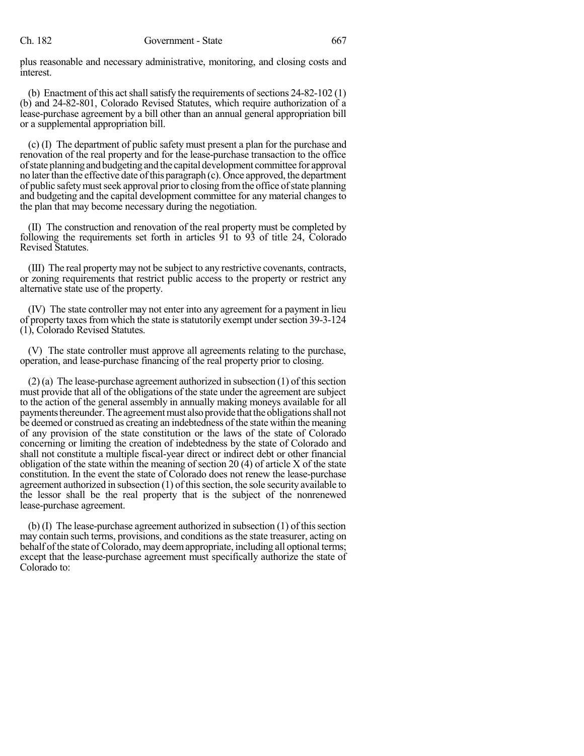plus reasonable and necessary administrative, monitoring, and closing costs and interest.

(b) Enactment of this act shall satisfy the requirements of sections 24-82-102 (1) (b) and 24-82-801, Colorado Revised Statutes, which require authorization of a lease-purchase agreement by a bill other than an annual general appropriation bill or a supplemental appropriation bill.

(c) (I) The department of public safety must present a plan for the purchase and renovation of the real property and for the lease-purchase transaction to the office of state planning and budgeting and the capital development committee for approval no later than the effective date of this paragraph (c). Once approved, the department of public safety must seek approval prior to closing from the office of state planning and budgeting and the capital development committee for any material changes to the plan that may become necessary during the negotiation.

(II) The construction and renovation of the real property must be completed by following the requirements set forth in articles 91 to 93 of title 24, Colorado Revised Statutes.

(III) The real property may not be subject to any restrictive covenants, contracts, or zoning requirements that restrict public access to the property or restrict any alternative state use of the property.

(IV) The state controller may not enter into any agreement for a payment in lieu of property taxes from which the state is statutorily exempt under section 39-3-124 (1), Colorado Revised Statutes.

(V) The state controller must approve all agreements relating to the purchase, operation, and lease-purchase financing of the real property prior to closing.

(2) (a) The lease-purchase agreement authorized in subsection (1) of this section must provide that all of the obligations of the state under the agreement are subject to the action of the general assembly in annually making moneys available for all payments thereunder. The agreement must also provide that the obligations shall not be deemed or construed as creating an indebtedness of the state within the meaning of any provision of the state constitution or the laws of the state of Colorado concerning or limiting the creation of indebtedness by the state of Colorado and shall not constitute a multiple fiscal-year direct or indirect debt or other financial obligation of the state within the meaning of section 20 (4) of article X of the state constitution. In the event the state of Colorado does not renew the lease-purchase agreement authorized in subsection (1) of this section, the sole security available to the lessor shall be the real property that is the subject of the nonrenewed lease-purchase agreement.

(b) (I) The lease-purchase agreement authorized in subsection (1) of this section may contain such terms, provisions, and conditions as the state treasurer, acting on behalf of the state of Colorado, may deem appropriate, including all optional terms; except that the lease-purchase agreement must specifically authorize the state of Colorado to: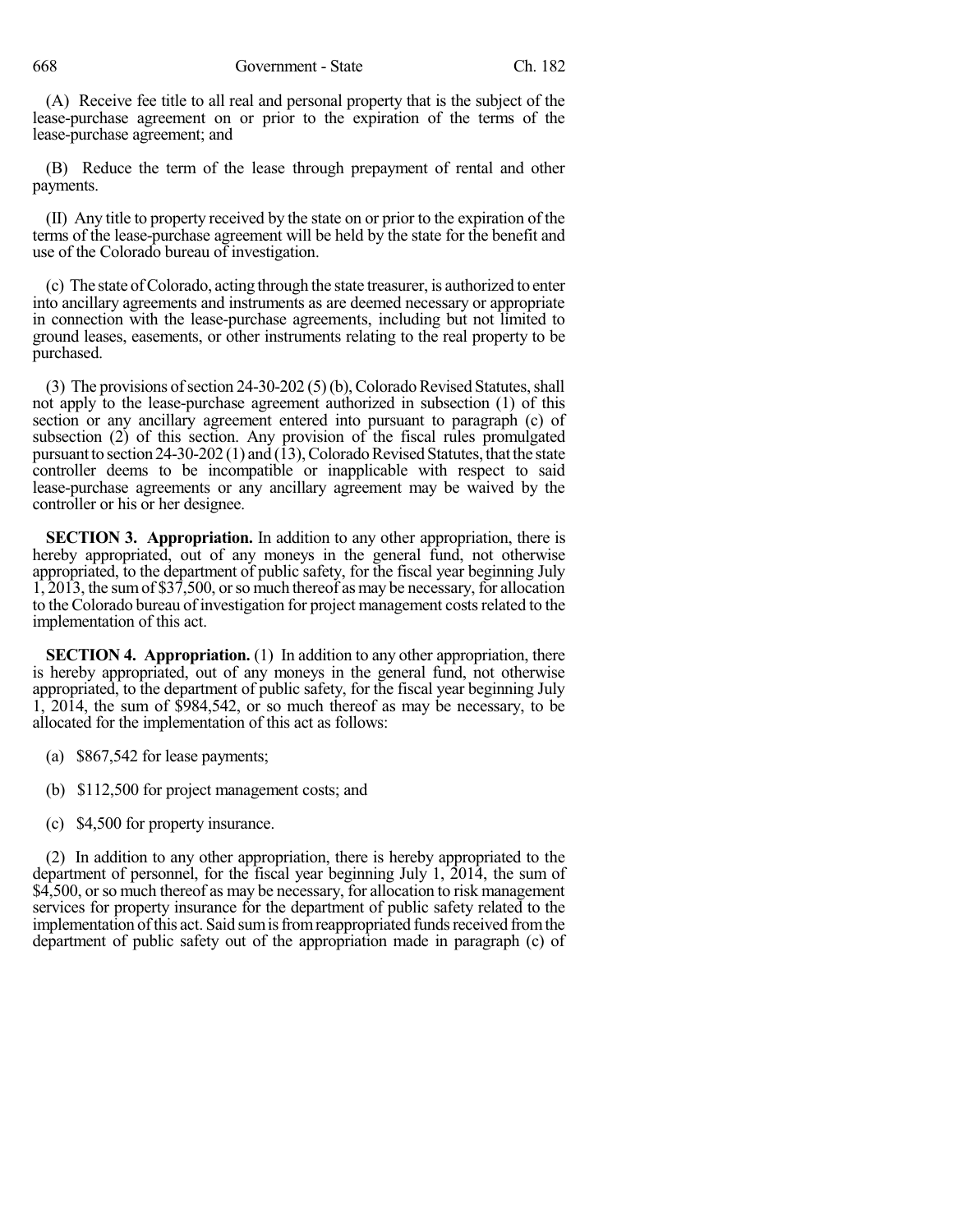(A) Receive fee title to all real and personal property that is the subject of the lease-purchase agreement on or prior to the expiration of the terms of the lease-purchase agreement; and

(B) Reduce the term of the lease through prepayment of rental and other payments.

(II) Any title to property received by the state on or prior to the expiration of the terms of the lease-purchase agreement will be held by the state for the benefit and use of the Colorado bureau of investigation.

(c) The state of Colorado, acting through the state treasurer, is authorized to enter into ancillary agreements and instruments as are deemed necessary or appropriate in connection with the lease-purchase agreements, including but not limited to ground leases, easements, or other instruments relating to the real property to be purchased.

(3) The provisions of section 24-30-202 (5) (b), Colorado Revised Statutes, shall not apply to the lease-purchase agreement authorized in subsection (1) of this section or any ancillary agreement entered into pursuant to paragraph (c) of subsection (2) of this section. Any provision of the fiscal rules promulgated pursuant to section 24-30-202 (1) and (13), Colorado Revised Statutes, that the state controller deems to be incompatible or inapplicable with respect to said lease-purchase agreements or any ancillary agreement may be waived by the controller or his or her designee.

**SECTION 3. Appropriation.** In addition to any other appropriation, there is hereby appropriated, out of any moneys in the general fund, not otherwise appropriated, to the department of public safety, for the fiscal year beginning July 1, 2013, the sum of $37,500, or so much thereof as may be necessary, for allocation to the Colorado bureau of investigation for project management costs related to the implementation of this act.

**SECTION 4. Appropriation.** (1) In addition to any other appropriation, there is hereby appropriated, out of any moneys in the general fund, not otherwise appropriated, to the department of public safety, for the fiscal year beginning July 1, 2014, the sum of $984,542, or so much thereof as may be necessary, to be allocated for the implementation of this act as follows:

(a) $867,542 for lease payments;

(b) $112,500 for project management costs; and

(c) $4,500 for property insurance.

(2) In addition to any other appropriation, there is hereby appropriated to the department of personnel, for the fiscal year beginning July 1, 2014, the sum of $4,500, or so much thereof as may be necessary, for allocation to risk management services for property insurance for the department of public safety related to the implementation of this act. Said sum is from reappropriated funds received from the department of public safety out of the appropriation made in paragraph (c) of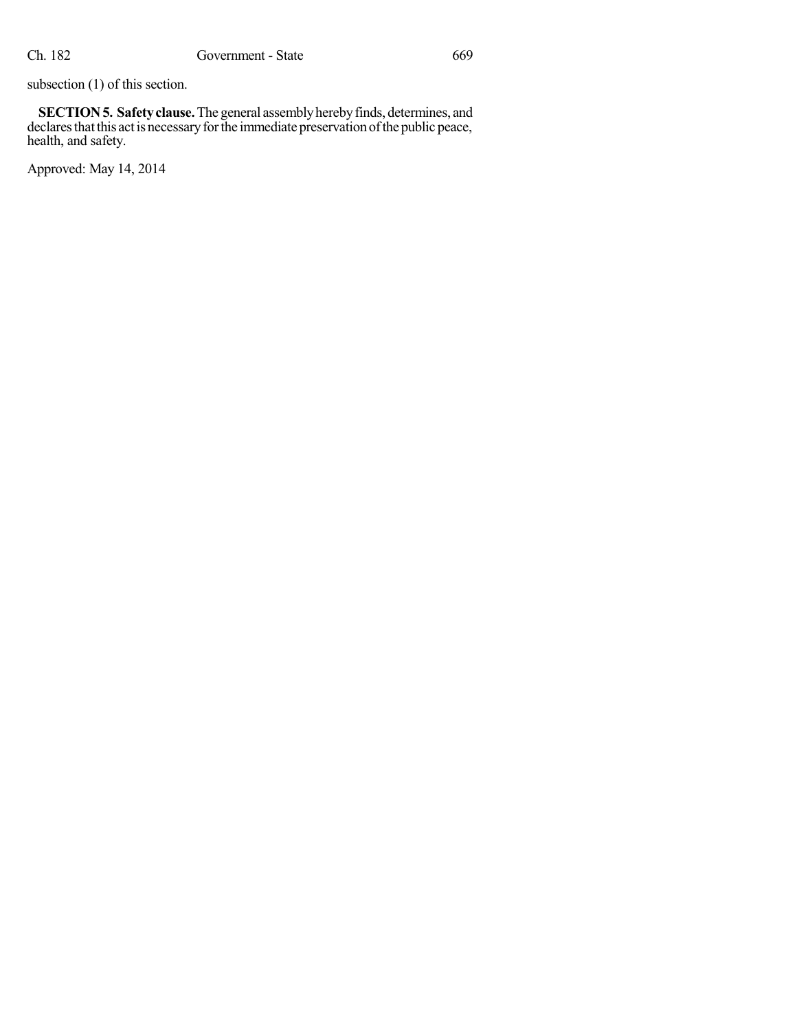subsection (1) of this section.

**SECTION 5. Safety clause.** The general assembly hereby finds, determines, and declares that this act is necessary for the immediate preservation of the public peace, health, and safety.

Approved: May 14, 2014